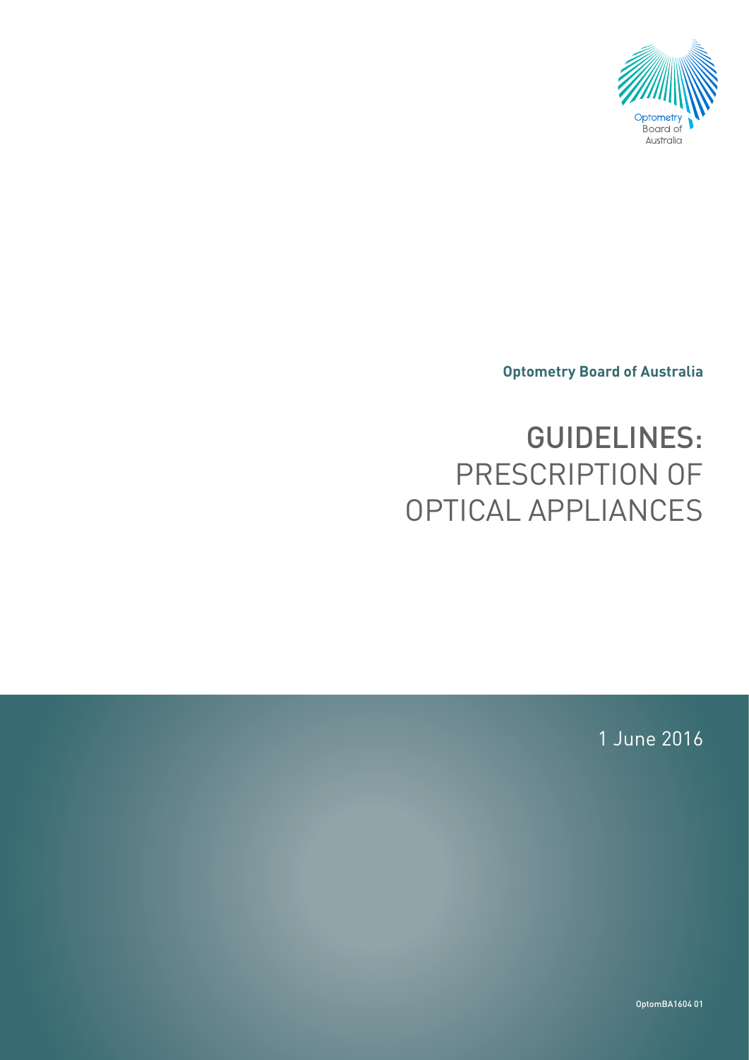Optometry Board of Australia

# GUIDELINES: PRESCRIPTION OF OPTICAL APPLIANCES

1 June 2016

OptomBA1604 01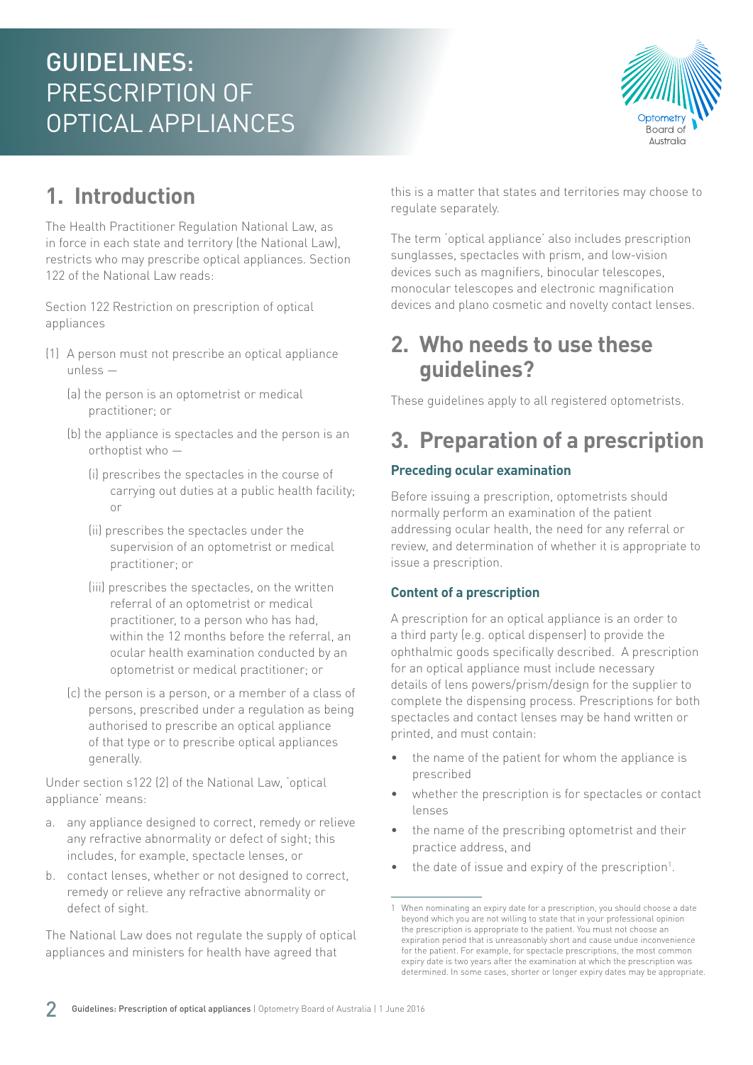# GUIDELINES: PRESCRIPTION OF OPTICAL APPLIANCES

## 1. Introduction

The Health Practitioner Regulation National Law, as in force in each state and territory (the National Law), restricts who may prescribe optical appliances. Section 122 of the National Law reads:

Section 122 Restriction on prescription of optical appliances

(1) A person must not prescribe an optical appliance unless —

   (a) the person is an optometrist or medical practitioner; or

   (b) the appliance is spectacles and the person is an orthoptist who —

      (i) prescribes the spectacles in the course of carrying out duties at a public health facility; or

      (ii) prescribes the spectacles under the supervision of an optometrist or medical practitioner; or

      (iii) prescribes the spectacles, on the written referral of an optometrist or medical practitioner, to a person who has had, within the 12 months before the referral, an ocular health examination conducted by an optometrist or medical practitioner; or

   (c) the person is a person, or a member of a class of persons, prescribed under a regulation as being authorised to prescribe an optical appliance of that type or to prescribe optical appliances generally.

Under section s122 (2) of the National Law, 'optical appliance' means:

a. any appliance designed to correct, remedy or relieve any refractive abnormality or defect of sight; this includes, for example, spectacle lenses, or
b. contact lenses, whether or not designed to correct, remedy or relieve any refractive abnormality or defect of sight.

The National Law does not regulate the supply of optical appliances and ministers for health have agreed that this is a matter that states and territories may choose to regulate separately.

The term 'optical appliance' also includes prescription sunglasses, spectacles with prism, and low-vision devices such as magnifiers, binocular telescopes, monocular telescopes and electronic magnification devices and plano cosmetic and novelty contact lenses.

## 2. Who needs to use these guidelines?

These guidelines apply to all registered optometrists.

## 3. Preparation of a prescription

### Preceding ocular examination

Before issuing a prescription, optometrists should normally perform an examination of the patient addressing ocular health, the need for any referral or review, and determination of whether it is appropriate to issue a prescription.

### Content of a prescription

A prescription for an optical appliance is an order to a third party (e.g. optical dispenser) to provide the ophthalmic goods specifically described. A prescription for an optical appliance must include necessary details of lens powers/prism/design for the supplier to complete the dispensing process. Prescriptions for both spectacles and contact lenses may be hand written or printed, and must contain:

- the name of the patient for whom the appliance is prescribed
- whether the prescription is for spectacles or contact lenses
- the name of the prescribing optometrist and their practice address, and
- the date of issue and expiry of the prescription[1].

[1] When nominating an expiry date for a prescription, you should choose a date beyond which you are not willing to state that in your professional opinion the prescription is appropriate to the patient. You must not choose an expiration period that is unreasonably short and cause undue inconvenience for the patient. For example, for spectacle prescriptions, the most common expiry date is two years after the examination at which the prescription was determined. In some cases, shorter or longer expiry dates may be appropriate.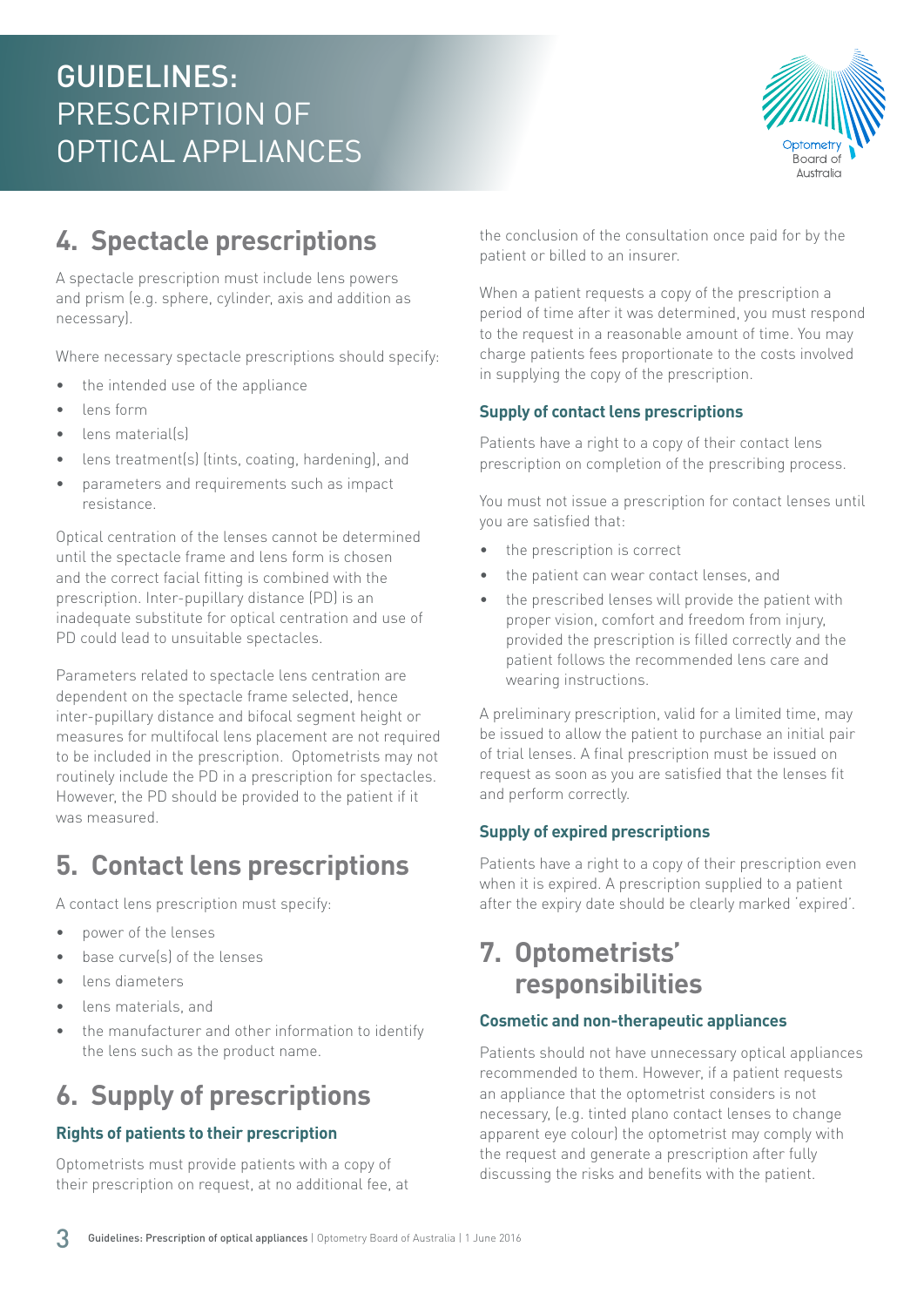## 4. Spectacle prescriptions

A spectacle prescription must include lens powers and prism (e.g. sphere, cylinder, axis and addition as necessary).

Where necessary spectacle prescriptions should specify:

- the intended use of the appliance
- lens form
- lens material(s)
- lens treatment(s) (tints, coating, hardening), and
- parameters and requirements such as impact resistance.

Optical centration of the lenses cannot be determined until the spectacle frame and lens form is chosen and the correct facial fitting is combined with the prescription. Inter-pupillary distance (PD) is an inadequate substitute for optical centration and use of PD could lead to unsuitable spectacles.

Parameters related to spectacle lens centration are dependent on the spectacle frame selected, hence inter-pupillary distance and bifocal segment height or measures for multifocal lens placement are not required to be included in the prescription. Optometrists may not routinely include the PD in a prescription for spectacles. However, the PD should be provided to the patient if it was measured.

## 5. Contact lens prescriptions

A contact lens prescription must specify:

- power of the lenses
- base curve(s) of the lenses
- lens diameters
- lens materials, and
- the manufacturer and other information to identify the lens such as the product name.

## 6. Supply of prescriptions

### Rights of patients to their prescription

Optometrists must provide patients with a copy of their prescription on request, at no additional fee, at the conclusion of the consultation once paid for by the patient or billed to an insurer.

When a patient requests a copy of the prescription a period of time after it was determined, you must respond to the request in a reasonable amount of time. You may charge patients fees proportionate to the costs involved in supplying the copy of the prescription.

### Supply of contact lens prescriptions

Patients have a right to a copy of their contact lens prescription on completion of the prescribing process.

You must not issue a prescription for contact lenses until you are satisfied that:

- the prescription is correct
- the patient can wear contact lenses, and
- the prescribed lenses will provide the patient with proper vision, comfort and freedom from injury, provided the prescription is filled correctly and the patient follows the recommended lens care and wearing instructions.

A preliminary prescription, valid for a limited time, may be issued to allow the patient to purchase an initial pair of trial lenses. A final prescription must be issued on request as soon as you are satisfied that the lenses fit and perform correctly.

### Supply of expired prescriptions

Patients have a right to a copy of their prescription even when it is expired. A prescription supplied to a patient after the expiry date should be clearly marked 'expired'.

## 7. Optometrists' responsibilities

### Cosmetic and non-therapeutic appliances

Patients should not have unnecessary optical appliances recommended to them. However, if a patient requests an appliance that the optometrist considers is not necessary, (e.g. tinted plano contact lenses to change apparent eye colour) the optometrist may comply with the request and generate a prescription after fully discussing the risks and benefits with the patient.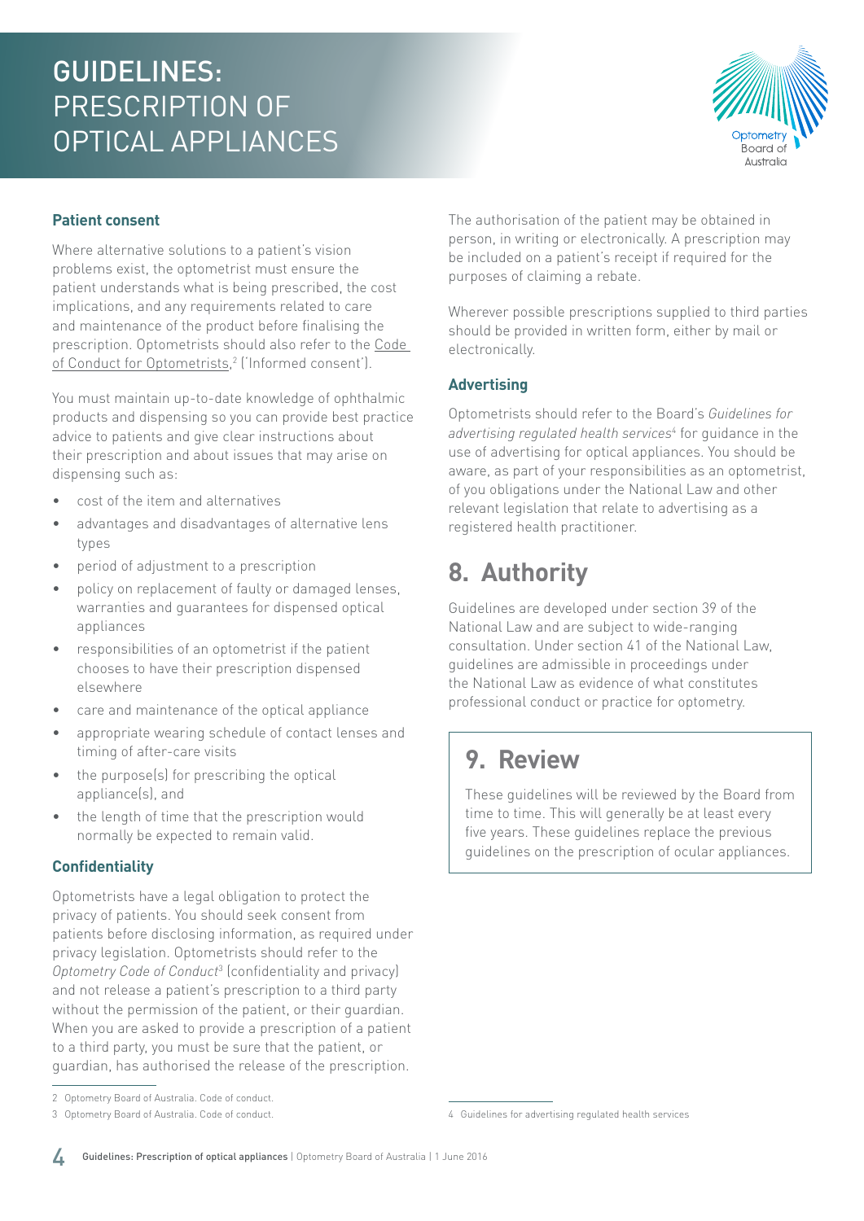### Patient consent

Where alternative solutions to a patient's vision problems exist, the optometrist must ensure the patient understands what is being prescribed, the cost implications, and any requirements related to care and maintenance of the product before finalising the prescription. Optometrists should also refer to the Code of Conduct for Optometrists,[2] ('Informed consent').

You must maintain up-to-date knowledge of ophthalmic products and dispensing so you can provide best practice advice to patients and give clear instructions about their prescription and about issues that may arise on dispensing such as:

- cost of the item and alternatives
- advantages and disadvantages of alternative lens types
- period of adjustment to a prescription
- policy on replacement of faulty or damaged lenses, warranties and guarantees for dispensed optical appliances
- responsibilities of an optometrist if the patient chooses to have their prescription dispensed elsewhere
- care and maintenance of the optical appliance
- appropriate wearing schedule of contact lenses and timing of after-care visits
- the purpose(s) for prescribing the optical appliance(s), and
- the length of time that the prescription would normally be expected to remain valid.

### Confidentiality

Optometrists have a legal obligation to protect the privacy of patients. You should seek consent from patients before disclosing information, as required under privacy legislation. Optometrists should refer to the *Optometry Code of Conduct*[3] (confidentiality and privacy) and not release a patient's prescription to a third party without the permission of the patient, or their guardian. When you are asked to provide a prescription of a patient to a third party, you must be sure that the patient, or guardian, has authorised the release of the prescription.

The authorisation of the patient may be obtained in person, in writing or electronically. A prescription may be included on a patient's receipt if required for the purposes of claiming a rebate.

Wherever possible prescriptions supplied to third parties should be provided in written form, either by mail or electronically.

### Advertising

Optometrists should refer to the Board's *Guidelines for advertising regulated health services*[4] for guidance in the use of advertising for optical appliances. You should be aware, as part of your responsibilities as an optometrist, of you obligations under the National Law and other relevant legislation that relate to advertising as a registered health practitioner.

## 8. Authority

Guidelines are developed under section 39 of the National Law and are subject to wide-ranging consultation. Under section 41 of the National Law, guidelines are admissible in proceedings under the National Law as evidence of what constitutes professional conduct or practice for optometry.

## 9. Review

These guidelines will be reviewed by the Board from time to time. This will generally be at least every five years. These guidelines replace the previous guidelines on the prescription of ocular appliances.

---

2 Optometry Board of Australia. Code of conduct.

3 Optometry Board of Australia. Code of conduct.

4 Guidelines for advertising regulated health services